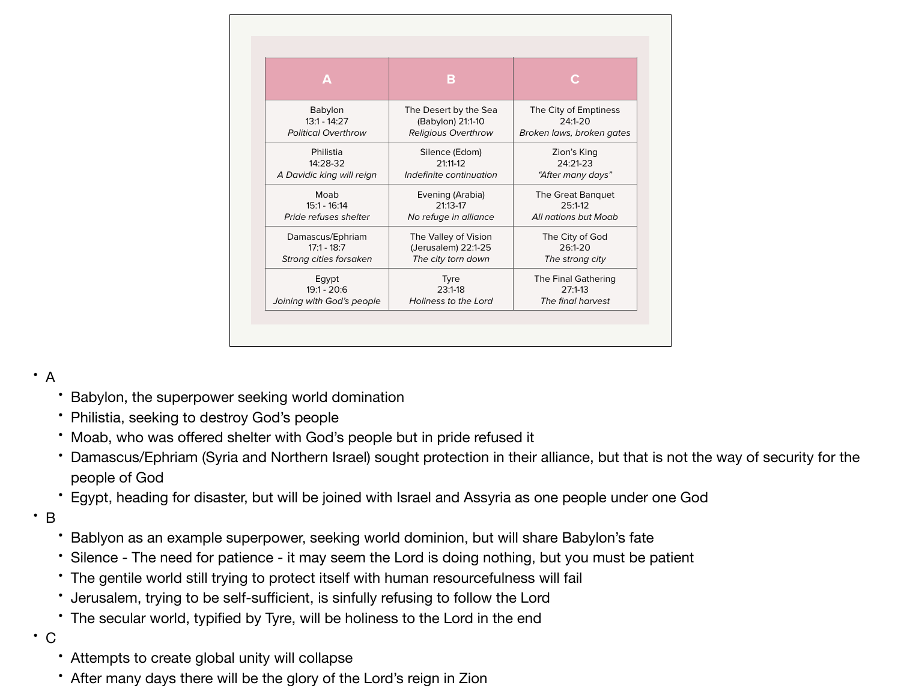| A | B | C |
|---|---|---|
| Babylon<br>13:1 - 14:27<br>*Political Overthrow* | The Desert by the Sea<br>(Babylon) 21:1-10<br>*Religious Overthrow* | The City of Emptiness<br>24:1-20<br>*Broken laws, broken gates* |
| Philistia<br>14:28-32<br>*A Davidic king will reign* | Silence (Edom)<br>21:11-12<br>*Indefinite continuation* | Zion's King<br>24:21-23<br>*"After many days"* |
| Moab<br>15:1 - 16:14<br>*Pride refuses shelter* | Evening (Arabia)<br>21:13-17<br>*No refuge in alliance* | The Great Banquet<br>25:1-12<br>*All nations but Moab* |
| Damascus/Ephriam<br>17:1 - 18:7<br>*Strong cities forsaken* | The Valley of Vision<br>(Jerusalem) 22:1-25<br>*The city torn down* | The City of God<br>26:1-20<br>*The strong city* |
| Egypt<br>19:1 - 20:6<br>*Joining with God's people* | Tyre<br>23:1-18<br>*Holiness to the Lord* | The Final Gathering<br>27:1-13<br>*The final harvest* |

- A
  - Babylon, the superpower seeking world domination
  - Philistia, seeking to destroy God's people
  - Moab, who was offered shelter with God's people but in pride refused it
  - Damascus/Ephriam (Syria and Northern Israel) sought protection in their alliance, but that is not the way of security for the people of God
  - Egypt, heading for disaster, but will be joined with Israel and Assyria as one people under one God
- B
  - Bablyon as an example superpower, seeking world dominion, but will share Babylon's fate
  - Silence - The need for patience - it may seem the Lord is doing nothing, but you must be patient
  - The gentile world still trying to protect itself with human resourcefulness will fail
  - Jerusalem, trying to be self-sufficient, is sinfully refusing to follow the Lord
  - The secular world, typified by Tyre, will be holiness to the Lord in the end
- C
  - Attempts to create global unity will collapse
  - After many days there will be the glory of the Lord's reign in Zion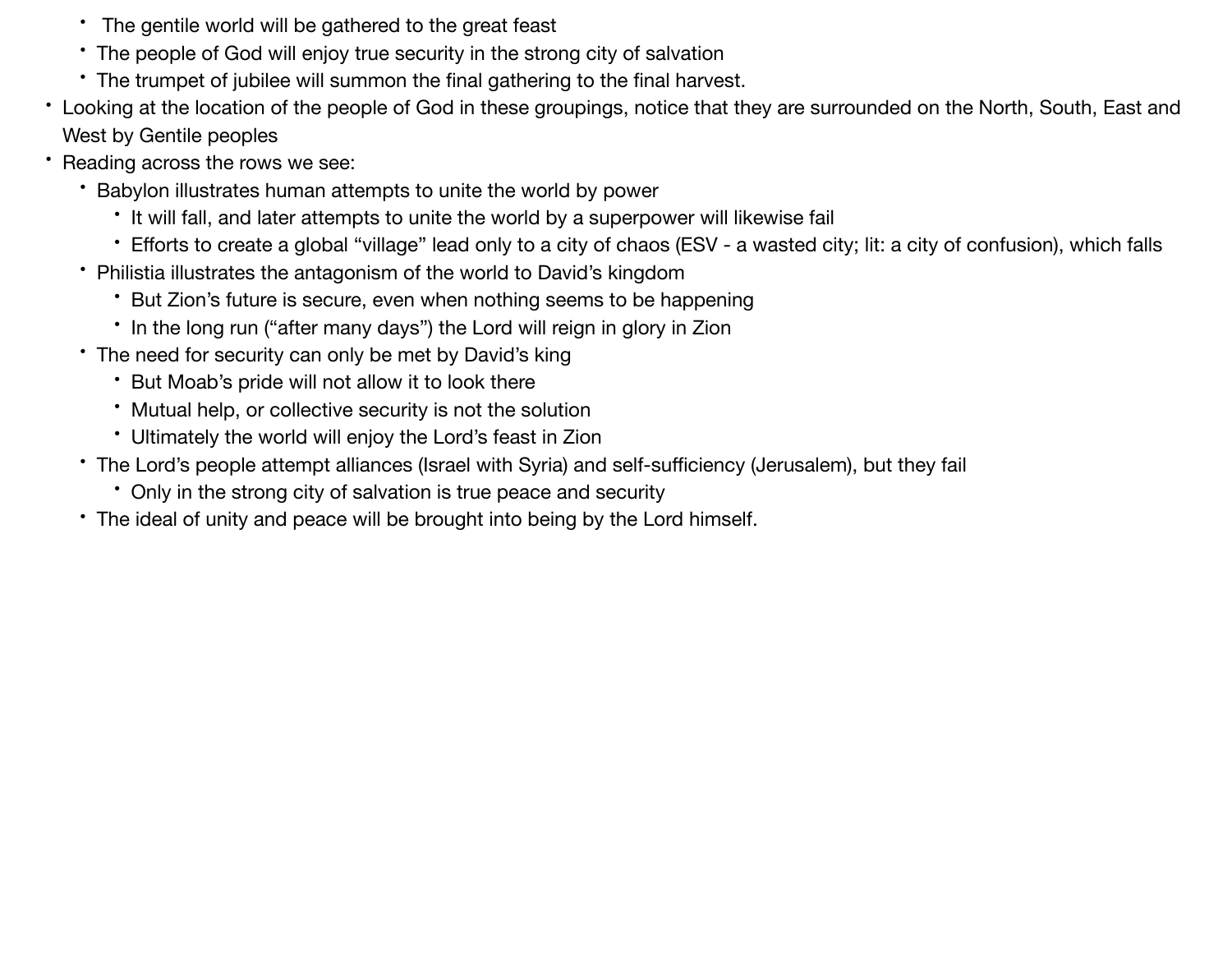- The gentile world will be gathered to the great feast
    - The people of God will enjoy true security in the strong city of salvation
    - The trumpet of jubilee will summon the final gathering to the final harvest.
- Looking at the location of the people of God in these groupings, notice that they are surrounded on the North, South, East and West by Gentile peoples
- Reading across the rows we see:
    - Babylon illustrates human attempts to unite the world by power
        - It will fall, and later attempts to unite the world by a superpower will likewise fail
        - Efforts to create a global “village” lead only to a city of chaos (ESV - a wasted city; lit: a city of confusion), which falls
    - Philistia illustrates the antagonism of the world to David’s kingdom
        - But Zion’s future is secure, even when nothing seems to be happening
        - In the long run (“after many days”) the Lord will reign in glory in Zion
    - The need for security can only be met by David’s king
        - But Moab’s pride will not allow it to look there
        - Mutual help, or collective security is not the solution
        - Ultimately the world will enjoy the Lord’s feast in Zion
    - The Lord’s people attempt alliances (Israel with Syria) and self-sufficiency (Jerusalem), but they fail
        - Only in the strong city of salvation is true peace and security
    - The ideal of unity and peace will be brought into being by the Lord himself.